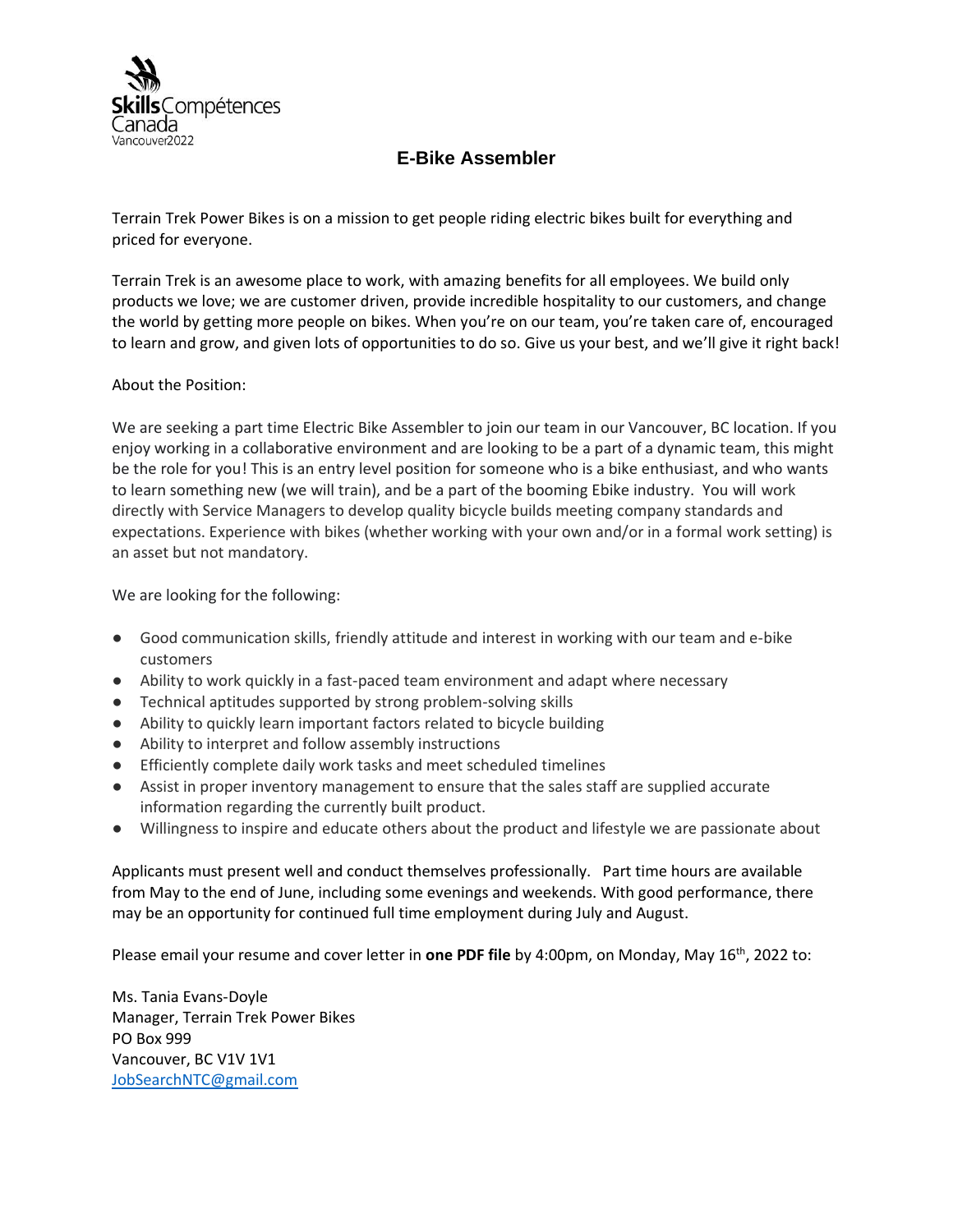Skills Compétences Canada
Vancouver2022

# E-Bike Assembler

Terrain Trek Power Bikes is on a mission to get people riding electric bikes built for everything and priced for everyone.

Terrain Trek is an awesome place to work, with amazing benefits for all employees. We build only products we love; we are customer driven, provide incredible hospitality to our customers, and change the world by getting more people on bikes. When you're on our team, you're taken care of, encouraged to learn and grow, and given lots of opportunities to do so. Give us your best, and we'll give it right back!

About the Position:

We are seeking a part time Electric Bike Assembler to join our team in our Vancouver, BC location. If you enjoy working in a collaborative environment and are looking to be a part of a dynamic team, this might be the role for you! This is an entry level position for someone who is a bike enthusiast, and who wants to learn something new (we will train), and be a part of the booming Ebike industry. You will work directly with Service Managers to develop quality bicycle builds meeting company standards and expectations. Experience with bikes (whether working with your own and/or in a formal work setting) is an asset but not mandatory.

We are looking for the following:

- Good communication skills, friendly attitude and interest in working with our team and e-bike customers
- Ability to work quickly in a fast-paced team environment and adapt where necessary
- Technical aptitudes supported by strong problem-solving skills
- Ability to quickly learn important factors related to bicycle building
- Ability to interpret and follow assembly instructions
- Efficiently complete daily work tasks and meet scheduled timelines
- Assist in proper inventory management to ensure that the sales staff are supplied accurate information regarding the currently built product.
- Willingness to inspire and educate others about the product and lifestyle we are passionate about

Applicants must present well and conduct themselves professionally. Part time hours are available from May to the end of June, including some evenings and weekends. With good performance, there may be an opportunity for continued full time employment during July and August.

Please email your resume and cover letter in **one PDF file** by 4:00pm, on Monday, May 16th, 2022 to:

Ms. Tania Evans-Doyle
Manager, Terrain Trek Power Bikes
PO Box 999
Vancouver, BC V1V 1V1
JobSearchNTC@gmail.com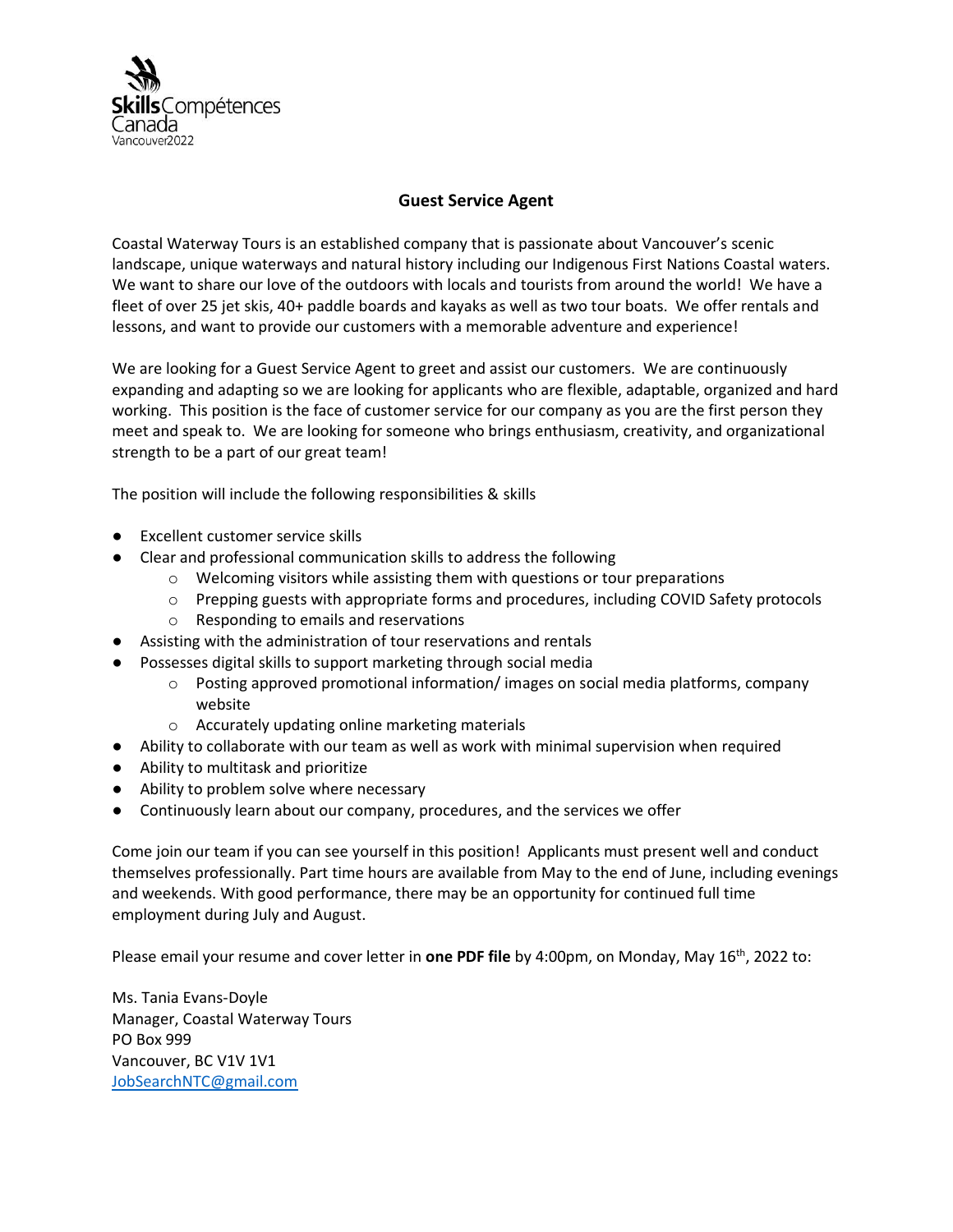Skills Compétences Canada
Vancouver2022

## Guest Service Agent

Coastal Waterway Tours is an established company that is passionate about Vancouver's scenic landscape, unique waterways and natural history including our Indigenous First Nations Coastal waters. We want to share our love of the outdoors with locals and tourists from around the world! We have a fleet of over 25 jet skis, 40+ paddle boards and kayaks as well as two tour boats. We offer rentals and lessons, and want to provide our customers with a memorable adventure and experience!

We are looking for a Guest Service Agent to greet and assist our customers. We are continuously expanding and adapting so we are looking for applicants who are flexible, adaptable, organized and hard working. This position is the face of customer service for our company as you are the first person they meet and speak to. We are looking for someone who brings enthusiasm, creativity, and organizational strength to be a part of our great team!

The position will include the following responsibilities & skills

- Excellent customer service skills
- Clear and professional communication skills to address the following
  - Welcoming visitors while assisting them with questions or tour preparations
  - Prepping guests with appropriate forms and procedures, including COVID Safety protocols
  - Responding to emails and reservations
- Assisting with the administration of tour reservations and rentals
- Possesses digital skills to support marketing through social media
  - Posting approved promotional information/ images on social media platforms, company website
  - Accurately updating online marketing materials
- Ability to collaborate with our team as well as work with minimal supervision when required
- Ability to multitask and prioritize
- Ability to problem solve where necessary
- Continuously learn about our company, procedures, and the services we offer

Come join our team if you can see yourself in this position! Applicants must present well and conduct themselves professionally. Part time hours are available from May to the end of June, including evenings and weekends. With good performance, there may be an opportunity for continued full time employment during July and August.

Please email your resume and cover letter in **one PDF file** by 4:00pm, on Monday, May 16th, 2022 to:

Ms. Tania Evans-Doyle
Manager, Coastal Waterway Tours
PO Box 999
Vancouver, BC V1V 1V1
JobSearchNTC@gmail.com